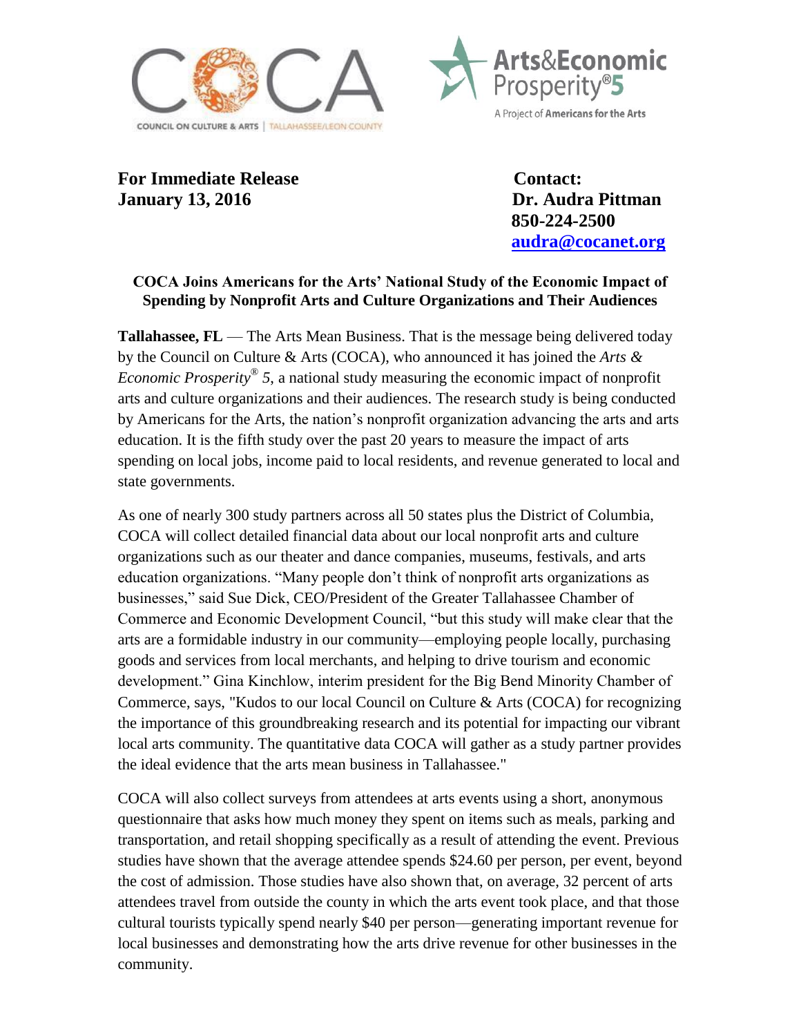**For Immediate Release**
**January 13, 2016**

**Contact:**
**Dr. Audra Pittman**
**850-224-2500**
**[audra@cocanet.org](mailto:audra@cocanet.org)**

## COCA Joins Americans for the Arts' National Study of the Economic Impact of Spending by Nonprofit Arts and Culture Organizations and Their Audiences

**Tallahassee, FL** — The Arts Mean Business. That is the message being delivered today by the Council on Culture & Arts (COCA), who announced it has joined the *Arts & Economic Prosperity® 5*, a national study measuring the economic impact of nonprofit arts and culture organizations and their audiences. The research study is being conducted by Americans for the Arts, the nation's nonprofit organization advancing the arts and arts education. It is the fifth study over the past 20 years to measure the impact of arts spending on local jobs, income paid to local residents, and revenue generated to local and state governments.

As one of nearly 300 study partners across all 50 states plus the District of Columbia, COCA will collect detailed financial data about our local nonprofit arts and culture organizations such as our theater and dance companies, museums, festivals, and arts education organizations. "Many people don't think of nonprofit arts organizations as businesses," said Sue Dick, CEO/President of the Greater Tallahassee Chamber of Commerce and Economic Development Council, "but this study will make clear that the arts are a formidable industry in our community—employing people locally, purchasing goods and services from local merchants, and helping to drive tourism and economic development." Gina Kinchlow, interim president for the Big Bend Minority Chamber of Commerce, says, "Kudos to our local Council on Culture & Arts (COCA) for recognizing the importance of this groundbreaking research and its potential for impacting our vibrant local arts community. The quantitative data COCA will gather as a study partner provides the ideal evidence that the arts mean business in Tallahassee."

COCA will also collect surveys from attendees at arts events using a short, anonymous questionnaire that asks how much money they spent on items such as meals, parking and transportation, and retail shopping specifically as a result of attending the event. Previous studies have shown that the average attendee spends $24.60 per person, per event, beyond the cost of admission. Those studies have also shown that, on average, 32 percent of arts attendees travel from outside the county in which the arts event took place, and that those cultural tourists typically spend nearly $40 per person—generating important revenue for local businesses and demonstrating how the arts drive revenue for other businesses in the community.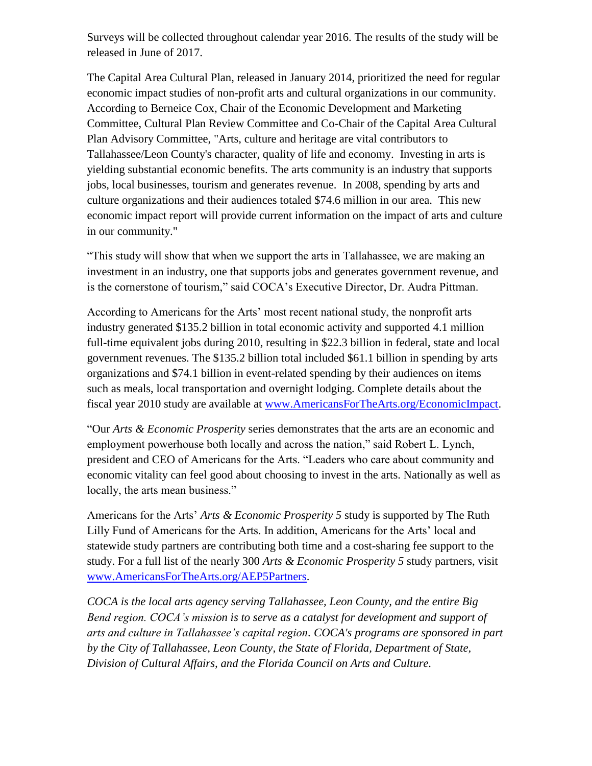Surveys will be collected throughout calendar year 2016. The results of the study will be released in June of 2017.

The Capital Area Cultural Plan, released in January 2014, prioritized the need for regular economic impact studies of non-profit arts and cultural organizations in our community. According to Berneice Cox, Chair of the Economic Development and Marketing Committee, Cultural Plan Review Committee and Co-Chair of the Capital Area Cultural Plan Advisory Committee, "Arts, culture and heritage are vital contributors to Tallahassee/Leon County's character, quality of life and economy. Investing in arts is yielding substantial economic benefits. The arts community is an industry that supports jobs, local businesses, tourism and generates revenue. In 2008, spending by arts and culture organizations and their audiences totaled $74.6 million in our area. This new economic impact report will provide current information on the impact of arts and culture in our community."

"This study will show that when we support the arts in Tallahassee, we are making an investment in an industry, one that supports jobs and generates government revenue, and is the cornerstone of tourism," said COCA's Executive Director, Dr. Audra Pittman.

According to Americans for the Arts' most recent national study, the nonprofit arts industry generated $135.2 billion in total economic activity and supported 4.1 million full-time equivalent jobs during 2010, resulting in $22.3 billion in federal, state and local government revenues. The $135.2 billion total included $61.1 billion in spending by arts organizations and $74.1 billion in event-related spending by their audiences on items such as meals, local transportation and overnight lodging. Complete details about the fiscal year 2010 study are available at [www.AmericansForTheArts.org/EconomicImpact](www.AmericansForTheArts.org/EconomicImpact).

"Our *Arts & Economic Prosperity* series demonstrates that the arts are an economic and employment powerhouse both locally and across the nation," said Robert L. Lynch, president and CEO of Americans for the Arts. "Leaders who care about community and economic vitality can feel good about choosing to invest in the arts. Nationally as well as locally, the arts mean business."

Americans for the Arts' *Arts & Economic Prosperity 5* study is supported by The Ruth Lilly Fund of Americans for the Arts. In addition, Americans for the Arts' local and statewide study partners are contributing both time and a cost-sharing fee support to the study. For a full list of the nearly 300 *Arts & Economic Prosperity 5* study partners, visit [www.AmericansForTheArts.org/AEP5Partners](www.AmericansForTheArts.org/AEP5Partners).

*COCA is the local arts agency serving Tallahassee, Leon County, and the entire Big Bend region. COCA's mission is to serve as a catalyst for development and support of arts and culture in Tallahassee's capital region. COCA's programs are sponsored in part by the City of Tallahassee, Leon County, the State of Florida, Department of State, Division of Cultural Affairs, and the Florida Council on Arts and Culture.*